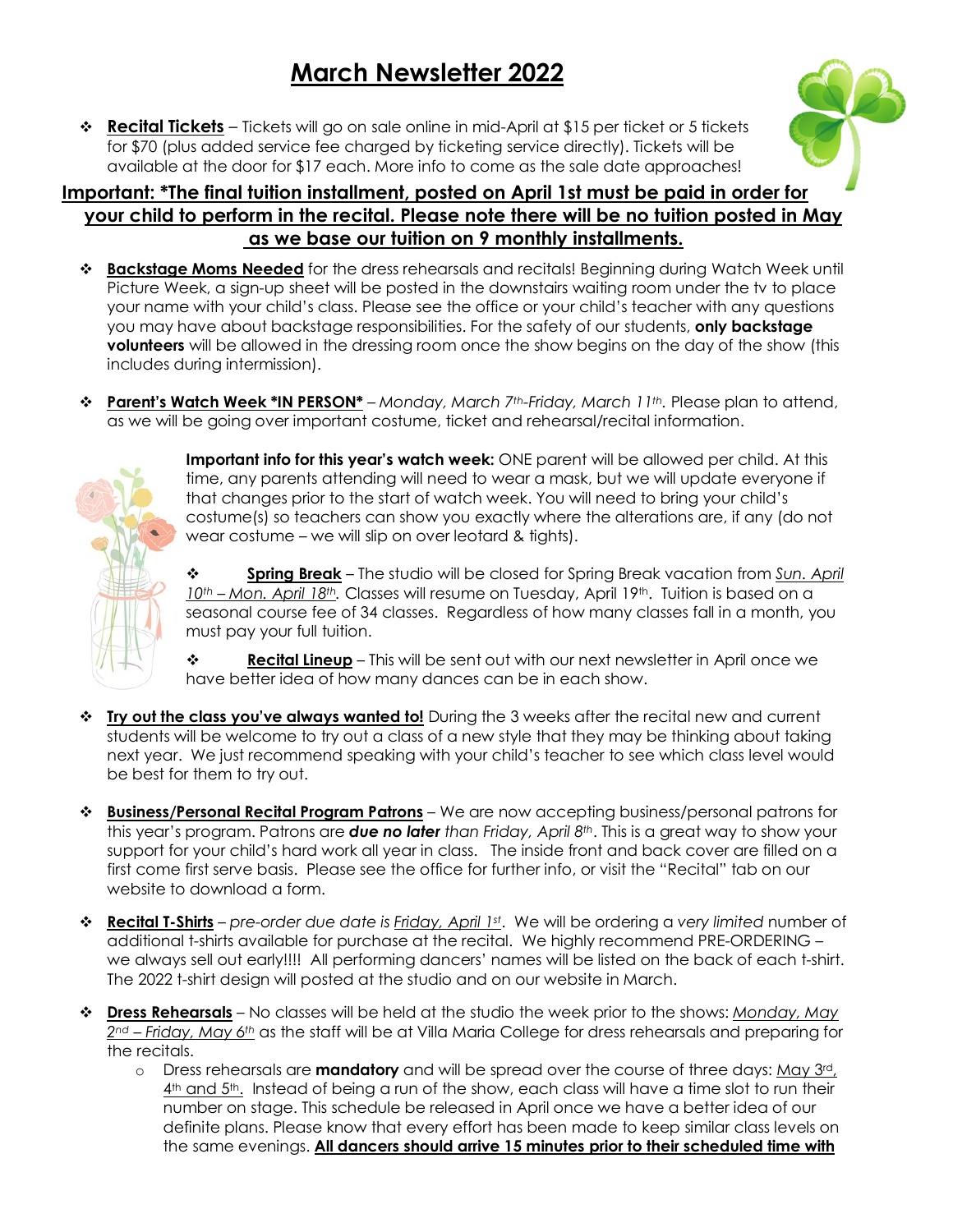# March Newsletter 2022

- **Recital Tickets** – Tickets will go on sale online in mid-April at $15 per ticket or 5 tickets for $70 (plus added service fee charged by ticketing service directly). Tickets will be available at the door for $17 each. More info to come as the sale date approaches!

**Important: *The final tuition installment, posted on April 1st must be paid in order for your child to perform in the recital. Please note there will be no tuition posted in May as we base our tuition on 9 monthly installments.**

- **Backstage Moms Needed** for the dress rehearsals and recitals! Beginning during Watch Week until Picture Week, a sign-up sheet will be posted in the downstairs waiting room under the tv to place your name with your child's class. Please see the office or your child's teacher with any questions you may have about backstage responsibilities. For the safety of our students, **only backstage volunteers** will be allowed in the dressing room once the show begins on the day of the show (this includes during intermission).

- **Parent's Watch Week *IN PERSON*** – *Monday, March 7th-Friday, March 11th.* Please plan to attend, as we will be going over important costume, ticket and rehearsal/recital information.

  **Important info for this year's watch week:** ONE parent will be allowed per child. At this time, any parents attending will need to wear a mask, but we will update everyone if that changes prior to the start of watch week. You will need to bring your child's costume(s) so teachers can show you exactly where the alterations are, if any (do not wear costume – we will slip on over leotard & tights).

- **Spring Break** – The studio will be closed for Spring Break vacation from *Sun. April 10th – Mon. April 18th*. Classes will resume on Tuesday, April 19th. Tuition is based on a seasonal course fee of 34 classes. Regardless of how many classes fall in a month, you must pay your full tuition.

- **Recital Lineup** – This will be sent out with our next newsletter in April once we have better idea of how many dances can be in each show.

- **Try out the class you've always wanted to!** During the 3 weeks after the recital new and current students will be welcome to try out a class of a new style that they may be thinking about taking next year. We just recommend speaking with your child's teacher to see which class level would be best for them to try out.

- **Business/Personal Recital Program Patrons** – We are now accepting business/personal patrons for this year's program. Patrons are ***due no later*** than Friday, April 8th. This is a great way to show your support for your child's hard work all year in class. The inside front and back cover are filled on a first come first serve basis. Please see the office for further info, or visit the "Recital" tab on our website to download a form.

- **Recital T-Shirts** – *pre-order due date is Friday, April 1st*. We will be ordering a *very limited* number of additional t-shirts available for purchase at the recital. We highly recommend PRE-ORDERING – we always sell out early!!!! All performing dancers' names will be listed on the back of each t-shirt. The 2022 t-shirt design will posted at the studio and on our website in March.

- **Dress Rehearsals** – No classes will be held at the studio the week prior to the shows: *Monday, May 2nd – Friday, May 6th* as the staff will be at Villa Maria College for dress rehearsals and preparing for the recitals.
  - Dress rehearsals are **mandatory** and will be spread over the course of three days: May 3rd, 4th and 5th. Instead of being a run of the show, each class will have a time slot to run their number on stage. This schedule be released in April once we have a better idea of our definite plans. Please know that every effort has been made to keep similar class levels on the same evenings. **All dancers should arrive 15 minutes prior to their scheduled time with**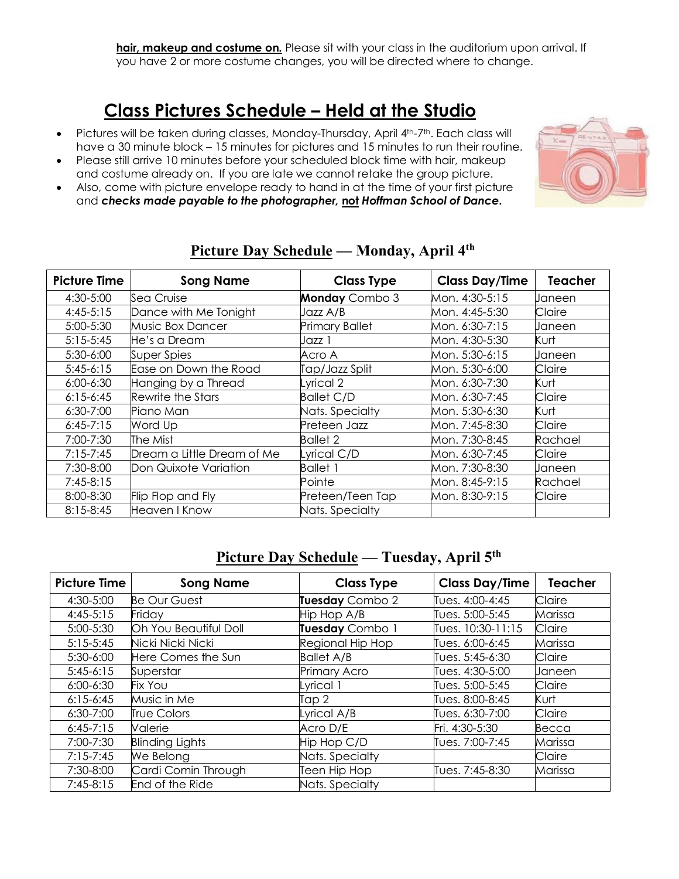**hair, makeup and costume on.** Please sit with your class in the auditorium upon arrival. If you have 2 or more costume changes, you will be directed where to change.

## Class Pictures Schedule – Held at the Studio

- Pictures will be taken during classes, Monday-Thursday, April 4th-7th. Each class will have a 30 minute block – 15 minutes for pictures and 15 minutes to run their routine.
- Please still arrive 10 minutes before your scheduled block time with hair, makeup and costume already on. If you are late we cannot retake the group picture.
- Also, come with picture envelope ready to hand in at the time of your first picture and ***checks made payable to the photographer, not Hoffman School of Dance.***

### Picture Day Schedule — Monday, April 4th

| Picture Time | Song Name | Class Type | Class Day/Time | Teacher |
|---|---|---|---|---|
| 4:30-5:00 | Sea Cruise | **Monday** Combo 3 | Mon. 4:30-5:15 | Janeen |
| 4:45-5:15 | Dance with Me Tonight | Jazz A/B | Mon. 4:45-5:30 | Claire |
| 5:00-5:30 | Music Box Dancer | Primary Ballet | Mon. 6:30-7:15 | Janeen |
| 5:15-5:45 | He's a Dream | Jazz 1 | Mon. 4:30-5:30 | Kurt |
| 5:30-6:00 | Super Spies | Acro A | Mon. 5:30-6:15 | Janeen |
| 5:45-6:15 | Ease on Down the Road | Tap/Jazz Split | Mon. 5:30-6:00 | Claire |
| 6:00-6:30 | Hanging by a Thread | Lyrical 2 | Mon. 6:30-7:30 | Kurt |
| 6:15-6:45 | Rewrite the Stars | Ballet C/D | Mon. 6:30-7:45 | Claire |
| 6:30-7:00 | Piano Man | Nats. Specialty | Mon. 5:30-6:30 | Kurt |
| 6:45-7:15 | Word Up | Preteen Jazz | Mon. 7:45-8:30 | Claire |
| 7:00-7:30 | The Mist | Ballet 2 | Mon. 7:30-8:45 | Rachael |
| 7:15-7:45 | Dream a Little Dream of Me | Lyrical C/D | Mon. 6:30-7:45 | Claire |
| 7:30-8:00 | Don Quixote Variation | Ballet 1 | Mon. 7:30-8:30 | Janeen |
| 7:45-8:15 | | Pointe | Mon. 8:45-9:15 | Rachael |
| 8:00-8:30 | Flip Flop and Fly | Preteen/Teen Tap | Mon. 8:30-9:15 | Claire |
| 8:15-8:45 | Heaven I Know | Nats. Specialty | | |

### Picture Day Schedule — Tuesday, April 5th

| Picture Time | Song Name | Class Type | Class Day/Time | Teacher |
|---|---|---|---|---|
| 4:30-5:00 | Be Our Guest | **Tuesday** Combo 2 | Tues. 4:00-4:45 | Claire |
| 4:45-5:15 | Friday | Hip Hop A/B | Tues. 5:00-5:45 | Marissa |
| 5:00-5:30 | Oh You Beautiful Doll | **Tuesday** Combo 1 | Tues. 10:30-11:15 | Claire |
| 5:15-5:45 | Nicki Nicki Nicki | Regional Hip Hop | Tues. 6:00-6:45 | Marissa |
| 5:30-6:00 | Here Comes the Sun | Ballet A/B | Tues. 5:45-6:30 | Claire |
| 5:45-6:15 | Superstar | Primary Acro | Tues. 4:30-5:00 | Janeen |
| 6:00-6:30 | Fix You | Lyrical 1 | Tues. 5:00-5:45 | Claire |
| 6:15-6:45 | Music in Me | Tap 2 | Tues. 8:00-8:45 | Kurt |
| 6:30-7:00 | True Colors | Lyrical A/B | Tues. 6:30-7:00 | Claire |
| 6:45-7:15 | Valerie | Acro D/E | Fri. 4:30-5:30 | Becca |
| 7:00-7:30 | Blinding Lights | Hip Hop C/D | Tues. 7:00-7:45 | Marissa |
| 7:15-7:45 | We Belong | Nats. Specialty | | Claire |
| 7:30-8:00 | Cardi Comin Through | Teen Hip Hop | Tues. 7:45-8:30 | Marissa |
| 7:45-8:15 | End of the Ride | Nats. Specialty | | |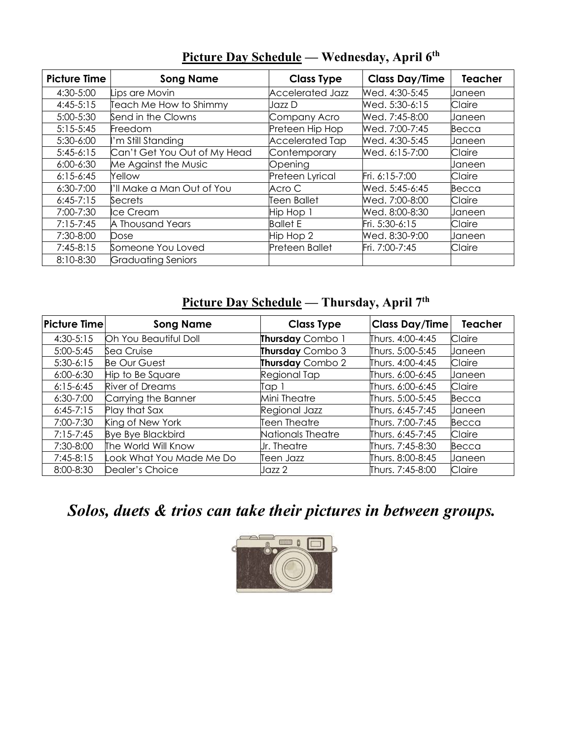## Picture Day Schedule — Wednesday, April 6th

| Picture Time | Song Name | Class Type | Class Day/Time | Teacher |
|---|---|---|---|---|
| 4:30-5:00 | Lips are Movin | Accelerated Jazz | Wed. 4:30-5:45 | Janeen |
| 4:45-5:15 | Teach Me How to Shimmy | Jazz D | Wed. 5:30-6:15 | Claire |
| 5:00-5:30 | Send in the Clowns | Company Acro | Wed. 7:45-8:00 | Janeen |
| 5:15-5:45 | Freedom | Preteen Hip Hop | Wed. 7:00-7:45 | Becca |
| 5:30-6:00 | I'm Still Standing | Accelerated Tap | Wed. 4:30-5:45 | Janeen |
| 5:45-6:15 | Can't Get You Out of My Head | Contemporary | Wed. 6:15-7:00 | Claire |
| 6:00-6:30 | Me Against the Music | Opening | | Janeen |
| 6:15-6:45 | Yellow | Preteen Lyrical | Fri. 6:15-7:00 | Claire |
| 6:30-7:00 | I'll Make a Man Out of You | Acro C | Wed. 5:45-6:45 | Becca |
| 6:45-7:15 | Secrets | Teen Ballet | Wed. 7:00-8:00 | Claire |
| 7:00-7:30 | Ice Cream | Hip Hop 1 | Wed. 8:00-8:30 | Janeen |
| 7:15-7:45 | A Thousand Years | Ballet E | Fri. 5:30-6:15 | Claire |
| 7:30-8:00 | Dose | Hip Hop 2 | Wed. 8:30-9:00 | Janeen |
| 7:45-8:15 | Someone You Loved | Preteen Ballet | Fri. 7:00-7:45 | Claire |
| 8:10-8:30 | Graduating Seniors | | | |

## Picture Day Schedule — Thursday, April 7th

| Picture Time | Song Name | Class Type | Class Day/Time | Teacher |
|---|---|---|---|---|
| 4:30-5:15 | Oh You Beautiful Doll | **Thursday** Combo 1 | Thurs. 4:00-4:45 | Claire |
| 5:00-5:45 | Sea Cruise | **Thursday** Combo 3 | Thurs. 5:00-5:45 | Janeen |
| 5:30-6:15 | Be Our Guest | **Thursday** Combo 2 | Thurs. 4:00-4:45 | Claire |
| 6:00-6:30 | Hip to Be Square | Regional Tap | Thurs. 6:00-6:45 | Janeen |
| 6:15-6:45 | River of Dreams | Tap 1 | Thurs. 6:00-6:45 | Claire |
| 6:30-7:00 | Carrying the Banner | Mini Theatre | Thurs. 5:00-5:45 | Becca |
| 6:45-7:15 | Play that Sax | Regional Jazz | Thurs. 6:45-7:45 | Janeen |
| 7:00-7:30 | King of New York | Teen Theatre | Thurs. 7:00-7:45 | Becca |
| 7:15-7:45 | Bye Bye Blackbird | Nationals Theatre | Thurs. 6:45-7:45 | Claire |
| 7:30-8:00 | The World Will Know | Jr. Theatre | Thurs. 7:45-8:30 | Becca |
| 7:45-8:15 | Look What You Made Me Do | Teen Jazz | Thurs. 8:00-8:45 | Janeen |
| 8:00-8:30 | Dealer's Choice | Jazz 2 | Thurs. 7:45-8:00 | Claire |

***Solos, duets & trios can take their pictures in between groups.***